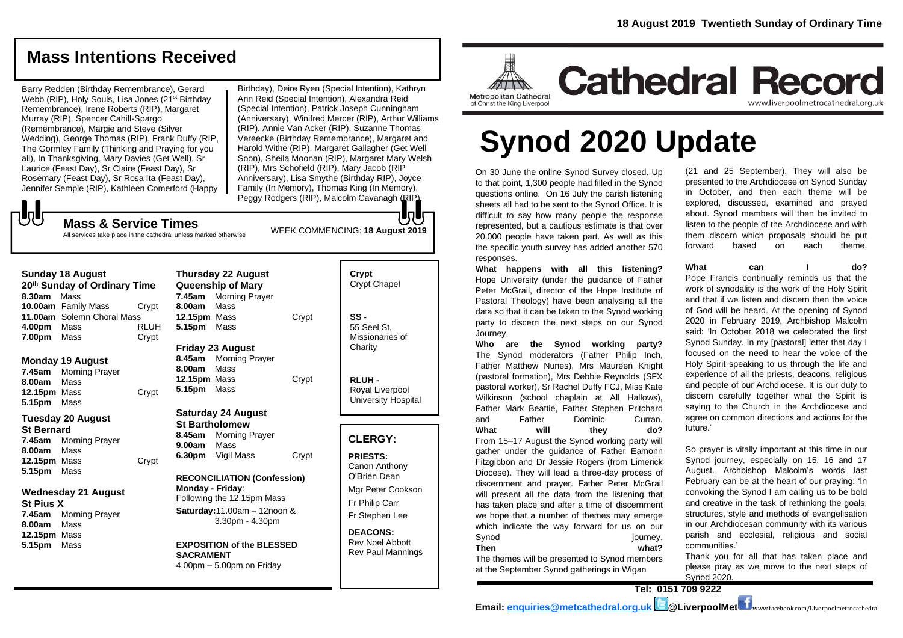## Mass Intentions Received

Barry Redden (Birthday Remembrance), Gerard Webb (RIP), Holy Souls, Lisa Jones (21st Birthday Remembrance), Irene Roberts (RIP), Margaret Murray (RIP), Spencer Cahill-Spargo (Remembrance), Margie and Steve (Silver Wedding), George Thomas (RIP), Frank Duffy (RIP, The Gormley Family (Thinking and Praying for you all), In Thanksgiving, Mary Davies (Get Well), Sr Laurice (Feast Day), Sr Claire (Feast Day), Sr Rosemary (Feast Day), Sr Rosa Ita (Feast Day), Jennifer Semple (RIP), Kathleen Comerford (Happy Birthday), Deire Ryen (Special Intention), Kathryn Ann Reid (Special Intention), Alexandra Reid (Special Intention), Patrick Joseph Cunningham (Anniversary), Winifred Mercer (RIP), Arthur Williams (RIP), Annie Van Acker (RIP), Suzanne Thomas Vereecke (Birthday Remembrance), Margaret and Harold Withe (RIP), Margaret Gallagher (Get Well Soon), Sheila Moonan (RIP), Margaret Mary Welsh (RIP), Mrs Schofield (RIP), Mary Jacob (RIP Anniversary), Lisa Smythe (Birthday RIP), Joyce Family (In Memory), Thomas King (In Memory), Peggy Rodgers (RIP), Malcolm Cavanagh (RIP)

## Mass & Service Times

All services take place in the cathedral unless marked otherwise

WEEK COMMENCING: **18 August 2019**

**Sunday 18 August**
**20th Sunday of Ordinary Time**
**8.30am** Mass
**10.00am** Family Mass — Crypt
**11.00am** Solemn Choral Mass
**4.00pm** Mass — RLUH
**7.00pm** Mass — Crypt

**Monday 19 August**
**7.45am** Morning Prayer
**8.00am** Mass
**12.15pm** Mass — Crypt
**5.15pm** Mass

**Tuesday 20 August**
**St Bernard**
**7.45am** Morning Prayer
**8.00am** Mass
**12.15pm** Mass — Crypt
**5.15pm** Mass

**Wednesday 21 August**
**St Pius X**
**7.45am** Morning Prayer
**8.00am** Mass
**12.15pm** Mass
**5.15pm** Mass

**Thursday 22 August**
**Queenship of Mary**
**7.45am** Morning Prayer
**8.00am** Mass
**12.15pm** Mass — Crypt
**5.15pm** Mass

**Friday 23 August**
**8.45am** Morning Prayer
**8.00am** Mass
**12.15pm** Mass — Crypt
**5.15pm** Mass

**Saturday 24 August**
**St Bartholomew**
**8.45am** Morning Prayer
**9.00am** Mass
**6.30pm** Vigil Mass — Crypt

**RECONCILIATION (Confession)**
**Monday - Friday**: Following the 12.15pm Mass
**Saturday:** 11.00am – 12noon & 3.30pm - 4.30pm

**EXPOSITION of the BLESSED SACRAMENT**
4.00pm – 5.00pm on Friday

**Crypt**
Crypt Chapel

**SS -**
55 Seel St, Missionaries of Charity

**RLUH -**
Royal Liverpool University Hospital

## CLERGY:

**PRIESTS:**
Canon Anthony O'Brien Dean
Mgr Peter Cookson
Fr Philip Carr
Fr Stephen Lee

**DEACONS:**
Rev Noel Abbott
Rev Paul Mannings

**18 August 2019 Twentieth Sunday of Ordinary Time**

Metropolitan Cathedral of Christ the King Liverpool

# Cathedral Record

www.liverpoolmetrocathedral.org.uk

# Synod 2020 Update

On 30 June the online Synod Survey closed. Up to that point, 1,300 people had filled in the Synod questions online. On 16 July the parish listening sheets all had to be sent to the Synod Office. It is difficult to say how many people the response represented, but a cautious estimate is that over 20,000 people have taken part. As well as this the specific youth survey has added another 570 responses.

**What happens with all this listening?** Hope University (under the guidance of Father Peter McGrail, director of the Hope Institute of Pastoral Theology) have been analysing all the data so that it can be taken to the Synod working party to discern the next steps on our Synod Journey.

**Who are the Synod working party?** The Synod moderators (Father Philip Inch, Father Matthew Nunes), Mrs Maureen Knight (pastoral formation), Mrs Debbie Reynolds (SFX pastoral worker), Sr Rachel Duffy FCJ, Miss Kate Wilkinson (school chaplain at All Hallows), Father Mark Beattie, Father Stephen Pritchard and Father Dominic Curran.

**What will they do?** From 15–17 August the Synod working party will gather under the guidance of Father Eamonn Fitzgibbon and Dr Jessie Rogers (from Limerick Diocese). They will lead a three-day process of discernment and prayer. Father Peter McGrail will present all the data from the listening that has taken place and after a time of discernment we hope that a number of themes may emerge which indicate the way forward for us on our Synod journey.

**Then what?** The themes will be presented to Synod members at the September Synod gatherings in Wigan (21 and 25 September). They will also be presented to the Archdiocese on Synod Sunday in October, and then each theme will be explored, discussed, examined and prayed about. Synod members will then be invited to listen to the people of the Archdiocese and with them discern which proposals should be put forward based on each theme.

**What can I do?** Pope Francis continually reminds us that the work of synodality is the work of the Holy Spirit and that if we listen and discern then the voice of God will be heard. At the opening of Synod 2020 in February 2019, Archbishop Malcolm said: 'In October 2018 we celebrated the first Synod Sunday. In my [pastoral] letter that day I focused on the need to hear the voice of the Holy Spirit speaking to us through the life and experience of all the priests, deacons, religious and people of our Archdiocese. It is our duty to discern carefully together what the Spirit is saying to the Church in the Archdiocese and agree on common directions and actions for the future.'

So prayer is vitally important at this time in our Synod journey, especially on 15, 16 and 17 August. Archbishop Malcolm's words last February can be at the heart of our praying: 'In convoking the Synod I am calling us to be bold and creative in the task of rethinking the goals, structures, style and methods of evangelisation in our Archdiocesan community with its various parish and ecclesial, religious and social communities.'

Thank you for all that has taken place and please pray as we move to the next steps of Synod 2020.

**Tel: 0151 709 9222**

**Email: enquiries@metcathedral.org.uk @LiverpoolMet** www.facebook.com/Liverpoolmetrocathedral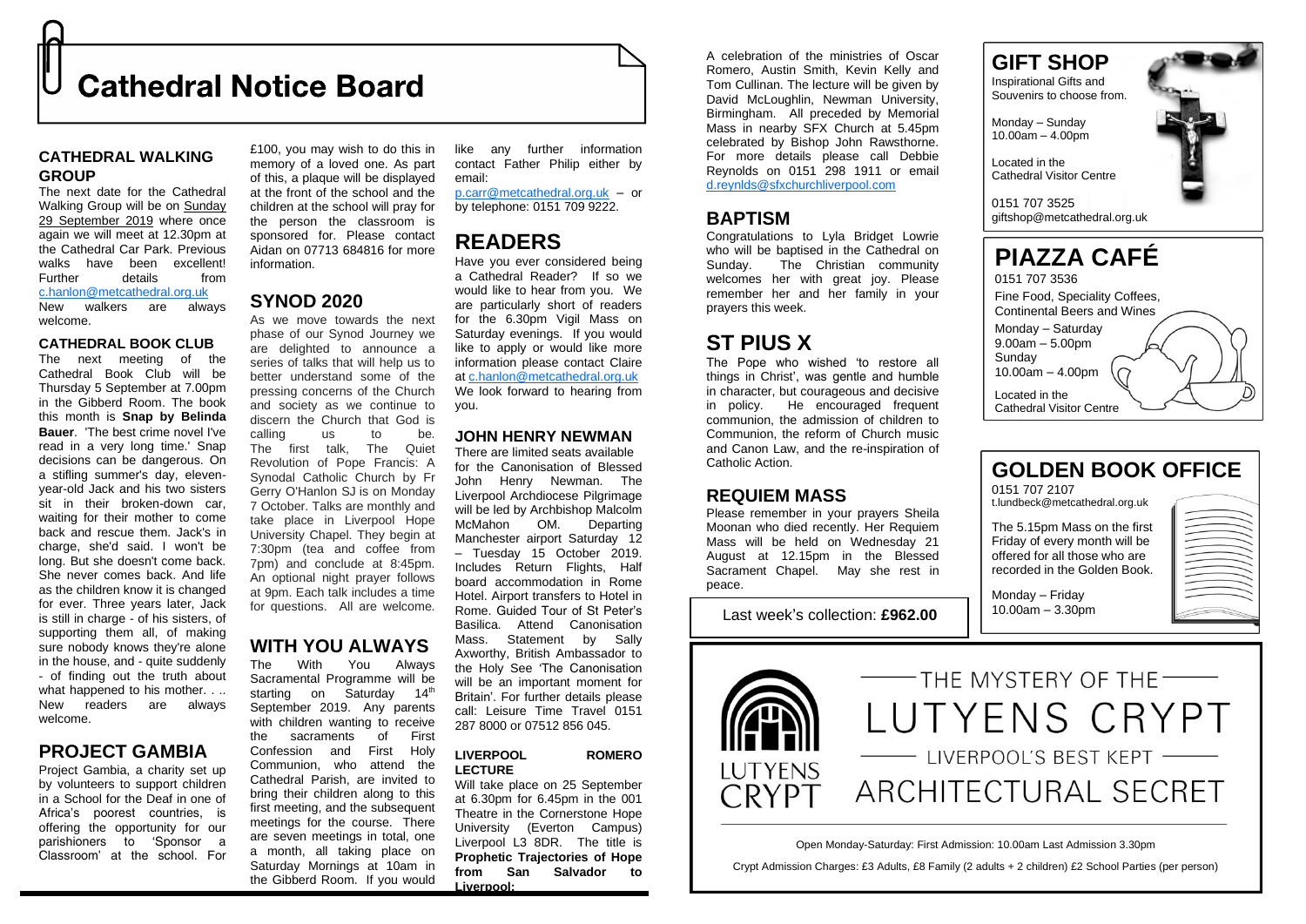# Cathedral Notice Board

## CATHEDRAL WALKING GROUP

The next date for the Cathedral Walking Group will be on Sunday 29 September 2019 where once again we will meet at 12.30pm at the Cathedral Car Park. Previous walks have been excellent! Further details from c.hanlon@metcathedral.org.uk

New walkers are always welcome.

### CATHEDRAL BOOK CLUB

The next meeting of the Cathedral Book Club will be Thursday 5 September at 7.00pm in the Gibberd Room. The book this month is **Snap by Belinda Bauer**. 'The best crime novel I've read in a very long time.' Snap decisions can be dangerous. On a stifling summer's day, eleven-year-old Jack and his two sisters sit in their broken-down car, waiting for their mother to come back and rescue them. Jack's in charge, she'd said. I won't be long. But she doesn't come back. She never comes back. And life as the children know it is changed for ever. Three years later, Jack is still in charge - of his sisters, of supporting them all, of making sure nobody knows they're alone in the house, and - quite suddenly - of finding out the truth about what happened to his mother. . .. New readers are always welcome.

## PROJECT GAMBIA

Project Gambia, a charity set up by volunteers to support children in a School for the Deaf in one of Africa's poorest countries, is offering the opportunity for our parishioners to 'Sponsor a Classroom' at the school. For £100, you may wish to do this in memory of a loved one. As part of this, a plaque will be displayed at the front of the school and the children at the school will pray for the person the classroom is sponsored for. Please contact Aidan on 07713 684816 for more information.

## SYNOD 2020

As we move towards the next phase of our Synod Journey we are delighted to announce a series of talks that will help us to better understand some of the pressing concerns of the Church and society as we continue to discern the Church that God is calling us to be. The first talk, The Quiet Revolution of Pope Francis: A Synodal Catholic Church by Fr Gerry O'Hanlon SJ is on Monday 7 October. Talks are monthly and take place in Liverpool Hope University Chapel. They begin at 7:30pm (tea and coffee from 7pm) and conclude at 8:45pm. An optional night prayer follows at 9pm. Each talk includes a time for questions. All are welcome.

## WITH YOU ALWAYS

The With You Always Sacramental Programme will be starting on Saturday 14th September 2019. Any parents with children wanting to receive the sacraments of First Confession and First Holy Communion, who attend the Cathedral Parish, are invited to bring their children along to this first meeting, and the subsequent meetings for the course. There are seven meetings in total, one a month, all taking place on Saturday Mornings at 10am in the Gibberd Room. If you would like any further information contact Father Philip either by email: p.carr@metcathedral.org.uk – or by telephone: 0151 709 9222.

## READERS

Have you ever considered being a Cathedral Reader? If so we would like to hear from you. We are particularly short of readers for the 6.30pm Vigil Mass on Saturday evenings. If you would like to apply or would like more information please contact Claire at c.hanlon@metcathedral.org.uk We look forward to hearing from you.

### JOHN HENRY NEWMAN

There are limited seats available for the Canonisation of Blessed John Henry Newman. The Liverpool Archdiocese Pilgrimage will be led by Archbishop Malcolm McMahon OM. Departing Manchester airport Saturday 12 – Tuesday 15 October 2019. Includes Return Flights, Half board accommodation in Rome Hotel. Airport transfers to Hotel in Rome. Guided Tour of St Peter's Basilica. Attend Canonisation Mass. Statement by Sally Axworthy, British Ambassador to the Holy See 'The Canonisation will be an important moment for Britain'. For further details please call: Leisure Time Travel 0151 287 8000 or 07512 856 045.

#### LIVERPOOL ROMERO LECTURE

Will take place on 25 September at 6.30pm for 6.45pm in the 001 Theatre in the Cornerstone Hope University (Everton Campus) Liverpool L3 8DR. The title is **Prophetic Trajectories of Hope from San Salvador to Liverpool:** A celebration of the ministries of Oscar Romero, Austin Smith, Kevin Kelly and Tom Cullinan. The lecture will be given by David McLoughlin, Newman University, Birmingham. All preceded by Memorial Mass in nearby SFX Church at 5.45pm celebrated by Bishop John Rawsthorne. For more details please call Debbie Reynolds on 0151 298 1911 or email d.reynlds@sfxchurchliverpool.com

## BAPTISM

Congratulations to Lyla Bridget Lowrie who will be baptised in the Cathedral on Sunday. The Christian community welcomes her with great joy. Please remember her and her family in your prayers this week.

## ST PIUS X

The Pope who wished 'to restore all things in Christ', was gentle and humble in character, but courageous and decisive in policy. He encouraged frequent communion, the admission of children to Communion, the reform of Church music and Canon Law, and the re-inspiration of Catholic Action.

## REQUIEM MASS

Please remember in your prayers Sheila Moonan who died recently. Her Requiem Mass will be held on Wednesday 21 August at 12.15pm in the Blessed Sacrament Chapel. May she rest in peace.

Last week's collection: **£962.00**

## GIFT SHOP

Inspirational Gifts and Souvenirs to choose from.

Monday – Sunday
10.00am – 4.00pm

Located in the Cathedral Visitor Centre

0151 707 3525
giftshop@metcathedral.org.uk

## PIAZZA CAFÉ

0151 707 3536

Fine Food, Speciality Coffees, Continental Beers and Wines

Monday – Saturday
9.00am – 5.00pm
Sunday
10.00am – 4.00pm

Located in the Cathedral Visitor Centre

## GOLDEN BOOK OFFICE

0151 707 2107
t.lundbeck@metcathedral.org.uk

The 5.15pm Mass on the first Friday of every month will be offered for all those who are recorded in the Golden Book.

Monday – Friday
10.00am – 3.30pm

LUTYENS CRYPT

THE MYSTERY OF THE LUTYENS CRYPT

LIVERPOOL'S BEST KEPT ARCHITECTURAL SECRET

Open Monday-Saturday: First Admission: 10.00am Last Admission 3.30pm

Crypt Admission Charges: £3 Adults, £8 Family (2 adults + 2 children) £2 School Parties (per person)